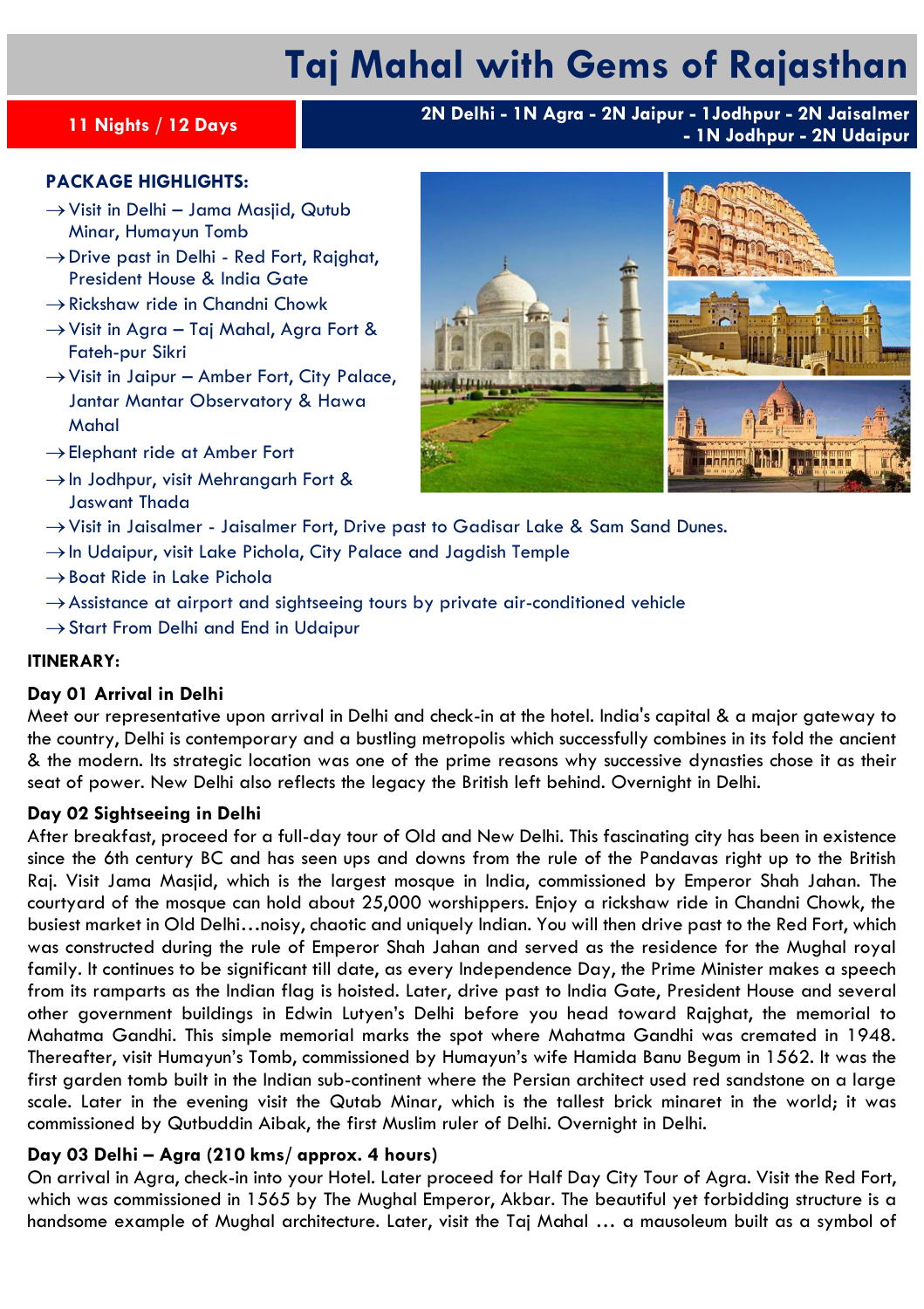# Taj Mahal with Gems of Rajasthan

**11 Nights / 12 Days**

**2N Delhi - 1N Agra - 2N Jaipur - 1Jodhpur - 2N Jaisalmer - 1N Jodhpur - 2N Udaipur**

### PACKAGE HIGHLIGHTS:

- → Visit in Delhi – Jama Masjid, Qutub Minar, Humayun Tomb
- → Drive past in Delhi - Red Fort, Rajghat, President House & India Gate
- → Rickshaw ride in Chandni Chowk
- → Visit in Agra – Taj Mahal, Agra Fort & Fateh-pur Sikri
- → Visit in Jaipur – Amber Fort, City Palace, Jantar Mantar Observatory & Hawa Mahal
- → Elephant ride at Amber Fort
- → In Jodhpur, visit Mehrangarh Fort & Jaswant Thada
- → Visit in Jaisalmer - Jaisalmer Fort, Drive past to Gadisar Lake & Sam Sand Dunes.
- → In Udaipur, visit Lake Pichola, City Palace and Jagdish Temple
- → Boat Ride in Lake Pichola
- → Assistance at airport and sightseeing tours by private air-conditioned vehicle
- → Start From Delhi and End in Udaipur

### ITINERARY:

**Day 01 Arrival in Delhi**

Meet our representative upon arrival in Delhi and check-in at the hotel. India's capital & a major gateway to the country, Delhi is contemporary and a bustling metropolis which successfully combines in its fold the ancient & the modern. Its strategic location was one of the prime reasons why successive dynasties chose it as their seat of power. New Delhi also reflects the legacy the British left behind. Overnight in Delhi.

**Day 02 Sightseeing in Delhi**

After breakfast, proceed for a full-day tour of Old and New Delhi. This fascinating city has been in existence since the 6th century BC and has seen ups and downs from the rule of the Pandavas right up to the British Raj. Visit Jama Masjid, which is the largest mosque in India, commissioned by Emperor Shah Jahan. The courtyard of the mosque can hold about 25,000 worshippers. Enjoy a rickshaw ride in Chandni Chowk, the busiest market in Old Delhi…noisy, chaotic and uniquely Indian. You will then drive past to the Red Fort, which was constructed during the rule of Emperor Shah Jahan and served as the residence for the Mughal royal family. It continues to be significant till date, as every Independence Day, the Prime Minister makes a speech from its ramparts as the Indian flag is hoisted. Later, drive past to India Gate, President House and several other government buildings in Edwin Lutyen's Delhi before you head toward Rajghat, the memorial to Mahatma Gandhi. This simple memorial marks the spot where Mahatma Gandhi was cremated in 1948. Thereafter, visit Humayun's Tomb, commissioned by Humayun's wife Hamida Banu Begum in 1562. It was the first garden tomb built in the Indian sub-continent where the Persian architect used red sandstone on a large scale. Later in the evening visit the Qutab Minar, which is the tallest brick minaret in the world; it was commissioned by Qutbuddin Aibak, the first Muslim ruler of Delhi. Overnight in Delhi.

**Day 03 Delhi – Agra (210 kms/ approx. 4 hours)**

On arrival in Agra, check-in into your Hotel. Later proceed for Half Day City Tour of Agra. Visit the Red Fort, which was commissioned in 1565 by The Mughal Emperor, Akbar. The beautiful yet forbidding structure is a handsome example of Mughal architecture. Later, visit the Taj Mahal … a mausoleum built as a symbol of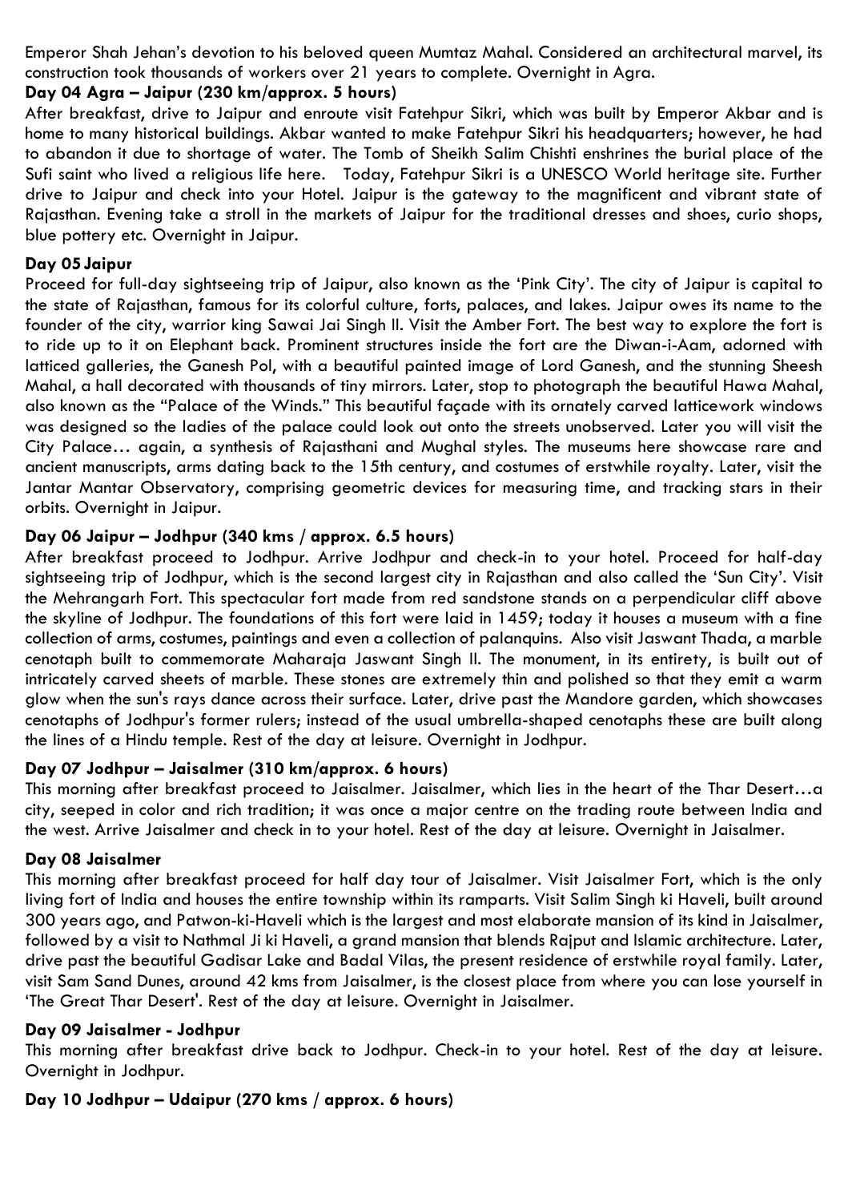Emperor Shah Jehan's devotion to his beloved queen Mumtaz Mahal. Considered an architectural marvel, its construction took thousands of workers over 21 years to complete. Overnight in Agra.

**Day 04 Agra – Jaipur (230 km/approx. 5 hours)**

After breakfast, drive to Jaipur and enroute visit Fatehpur Sikri, which was built by Emperor Akbar and is home to many historical buildings. Akbar wanted to make Fatehpur Sikri his headquarters; however, he had to abandon it due to shortage of water. The Tomb of Sheikh Salim Chishti enshrines the burial place of the Sufi saint who lived a religious life here. Today, Fatehpur Sikri is a UNESCO World heritage site. Further drive to Jaipur and check into your Hotel. Jaipur is the gateway to the magnificent and vibrant state of Rajasthan. Evening take a stroll in the markets of Jaipur for the traditional dresses and shoes, curio shops, blue pottery etc. Overnight in Jaipur.

**Day 05 Jaipur**

Proceed for full-day sightseeing trip of Jaipur, also known as the 'Pink City'. The city of Jaipur is capital to the state of Rajasthan, famous for its colorful culture, forts, palaces, and lakes. Jaipur owes its name to the founder of the city, warrior king Sawai Jai Singh II. Visit the Amber Fort. The best way to explore the fort is to ride up to it on Elephant back. Prominent structures inside the fort are the Diwan-i-Aam, adorned with latticed galleries, the Ganesh Pol, with a beautiful painted image of Lord Ganesh, and the stunning Sheesh Mahal, a hall decorated with thousands of tiny mirrors. Later, stop to photograph the beautiful Hawa Mahal, also known as the "Palace of the Winds." This beautiful façade with its ornately carved latticework windows was designed so the ladies of the palace could look out onto the streets unobserved. Later you will visit the City Palace… again, a synthesis of Rajasthani and Mughal styles. The museums here showcase rare and ancient manuscripts, arms dating back to the 15th century, and costumes of erstwhile royalty. Later, visit the Jantar Mantar Observatory, comprising geometric devices for measuring time, and tracking stars in their orbits. Overnight in Jaipur.

**Day 06 Jaipur – Jodhpur (340 kms / approx. 6.5 hours)**

After breakfast proceed to Jodhpur. Arrive Jodhpur and check-in to your hotel. Proceed for half-day sightseeing trip of Jodhpur, which is the second largest city in Rajasthan and also called the 'Sun City'. Visit the Mehrangarh Fort. This spectacular fort made from red sandstone stands on a perpendicular cliff above the skyline of Jodhpur. The foundations of this fort were laid in 1459; today it houses a museum with a fine collection of arms, costumes, paintings and even a collection of palanquins. Also visit Jaswant Thada, a marble cenotaph built to commemorate Maharaja Jaswant Singh II. The monument, in its entirety, is built out of intricately carved sheets of marble. These stones are extremely thin and polished so that they emit a warm glow when the sun's rays dance across their surface. Later, drive past the Mandore garden, which showcases cenotaphs of Jodhpur's former rulers; instead of the usual umbrella-shaped cenotaphs these are built along the lines of a Hindu temple. Rest of the day at leisure. Overnight in Jodhpur.

**Day 07 Jodhpur – Jaisalmer (310 km/approx. 6 hours)**

This morning after breakfast proceed to Jaisalmer. Jaisalmer, which lies in the heart of the Thar Desert…a city, seeped in color and rich tradition; it was once a major centre on the trading route between India and the west. Arrive Jaisalmer and check in to your hotel. Rest of the day at leisure. Overnight in Jaisalmer.

**Day 08 Jaisalmer**

This morning after breakfast proceed for half day tour of Jaisalmer. Visit Jaisalmer Fort, which is the only living fort of India and houses the entire township within its ramparts. Visit Salim Singh ki Haveli, built around 300 years ago, and Patwon-ki-Haveli which is the largest and most elaborate mansion of its kind in Jaisalmer, followed by a visit to Nathmal Ji ki Haveli, a grand mansion that blends Rajput and Islamic architecture. Later, drive past the beautiful Gadisar Lake and Badal Vilas, the present residence of erstwhile royal family. Later, visit Sam Sand Dunes, around 42 kms from Jaisalmer, is the closest place from where you can lose yourself in 'The Great Thar Desert'. Rest of the day at leisure. Overnight in Jaisalmer.

**Day 09 Jaisalmer - Jodhpur**

This morning after breakfast drive back to Jodhpur. Check-in to your hotel. Rest of the day at leisure. Overnight in Jodhpur.

**Day 10 Jodhpur – Udaipur (270 kms / approx. 6 hours)**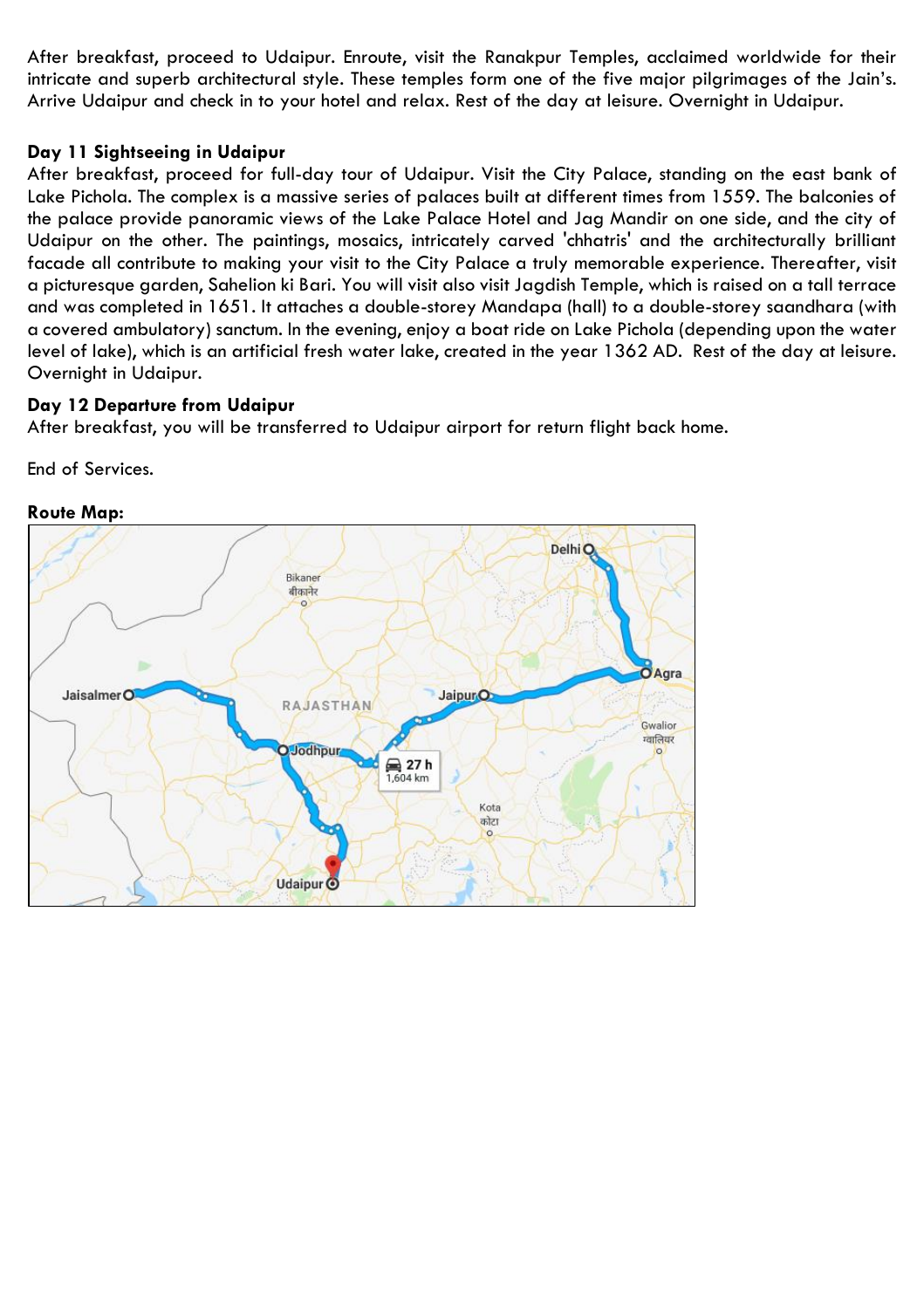After breakfast, proceed to Udaipur. Enroute, visit the Ranakpur Temples, acclaimed worldwide for their intricate and superb architectural style. These temples form one of the five major pilgrimages of the Jain's. Arrive Udaipur and check in to your hotel and relax. Rest of the day at leisure. Overnight in Udaipur.

**Day 11 Sightseeing in Udaipur**

After breakfast, proceed for full-day tour of Udaipur. Visit the City Palace, standing on the east bank of Lake Pichola. The complex is a massive series of palaces built at different times from 1559. The balconies of the palace provide panoramic views of the Lake Palace Hotel and Jag Mandir on one side, and the city of Udaipur on the other. The paintings, mosaics, intricately carved 'chhatris' and the architecturally brilliant facade all contribute to making your visit to the City Palace a truly memorable experience. Thereafter, visit a picturesque garden, Sahelion ki Bari. You will visit also visit Jagdish Temple, which is raised on a tall terrace and was completed in 1651. It attaches a double-storey Mandapa (hall) to a double-storey saandhara (with a covered ambulatory) sanctum. In the evening, enjoy a boat ride on Lake Pichola (depending upon the water level of lake), which is an artificial fresh water lake, created in the year 1362 AD. Rest of the day at leisure. Overnight in Udaipur.

**Day 12 Departure from Udaipur**

After breakfast, you will be transferred to Udaipur airport for return flight back home.

End of Services.

**Route Map:**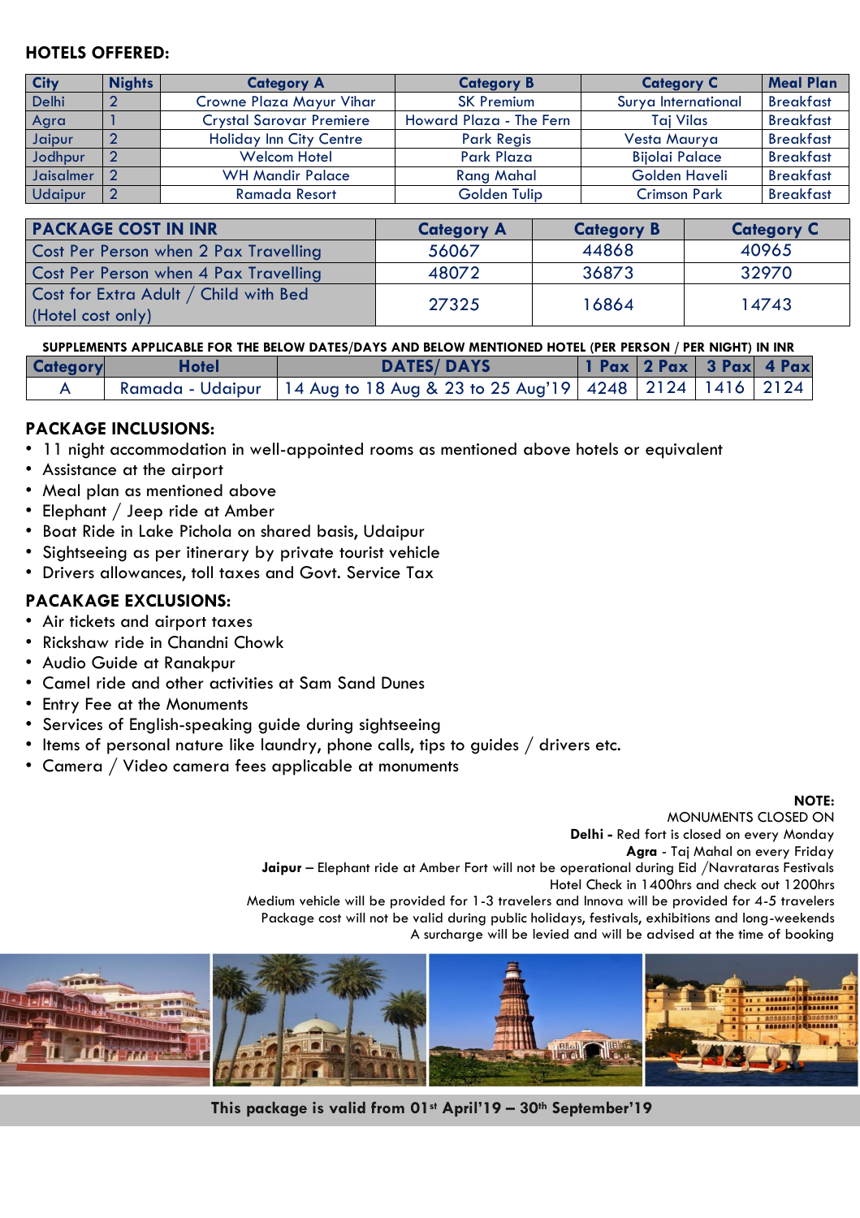**HOTELS OFFERED:**

| City | Nights | Category A | Category B | Category C | Meal Plan |
|---|---|---|---|---|---|
| Delhi | 2 | Crowne Plaza Mayur Vihar | SK Premium | Surya International | Breakfast |
| Agra | 1 | Crystal Sarovar Premiere | Howard Plaza - The Fern | Taj Vilas | Breakfast |
| Jaipur | 2 | Holiday Inn City Centre | Park Regis | Vesta Maurya | Breakfast |
| Jodhpur | 2 | Welcom Hotel | Park Plaza | Bijolai Palace | Breakfast |
| Jaisalmer | 2 | WH Mandir Palace | Rang Mahal | Golden Haveli | Breakfast |
| Udaipur | 2 | Ramada Resort | Golden Tulip | Crimson Park | Breakfast |

| PACKAGE COST IN INR | Category A | Category B | Category C |
|---|---|---|---|
| Cost Per Person when 2 Pax Travelling | 56067 | 44868 | 40965 |
| Cost Per Person when 4 Pax Travelling | 48072 | 36873 | 32970 |
| Cost for Extra Adult / Child with Bed (Hotel cost only) | 27325 | 16864 | 14743 |

**SUPPLEMENTS APPLICABLE FOR THE BELOW DATES/DAYS AND BELOW MENTIONED HOTEL (PER PERSON / PER NIGHT) IN INR**

| Category | Hotel | DATES/ DAYS | 1 Pax | 2 Pax | 3 Pax | 4 Pax |
|---|---|---|---|---|---|---|
| A | Ramada - Udaipur | 14 Aug to 18 Aug & 23 to 25 Aug'19 | 4248 | 2124 | 1416 | 2124 |

## PACKAGE INCLUSIONS:

- 11 night accommodation in well-appointed rooms as mentioned above hotels or equivalent
- Assistance at the airport
- Meal plan as mentioned above
- Elephant / Jeep ride at Amber
- Boat Ride in Lake Pichola on shared basis, Udaipur
- Sightseeing as per itinerary by private tourist vehicle
- Drivers allowances, toll taxes and Govt. Service Tax

## PACAKAGE EXCLUSIONS:

- Air tickets and airport taxes
- Rickshaw ride in Chandni Chowk
- Audio Guide at Ranakpur
- Camel ride and other activities at Sam Sand Dunes
- Entry Fee at the Monuments
- Services of English-speaking guide during sightseeing
- Items of personal nature like laundry, phone calls, tips to guides / drivers etc.
- Camera / Video camera fees applicable at monuments

**NOTE:**

MONUMENTS CLOSED ON

**Delhi -** Red fort is closed on every Monday

**Agra** - Taj Mahal on every Friday

**Jaipur** – Elephant ride at Amber Fort will not be operational during Eid /Navrataras Festivals

Hotel Check in 1400hrs and check out 1200hrs

Medium vehicle will be provided for 1-3 travelers and Innova will be provided for 4-5 travelers

Package cost will not be valid during public holidays, festivals, exhibitions and long-weekends

A surcharge will be levied and will be advised at the time of booking

**This package is valid from 01st April'19 – 30th September'19**